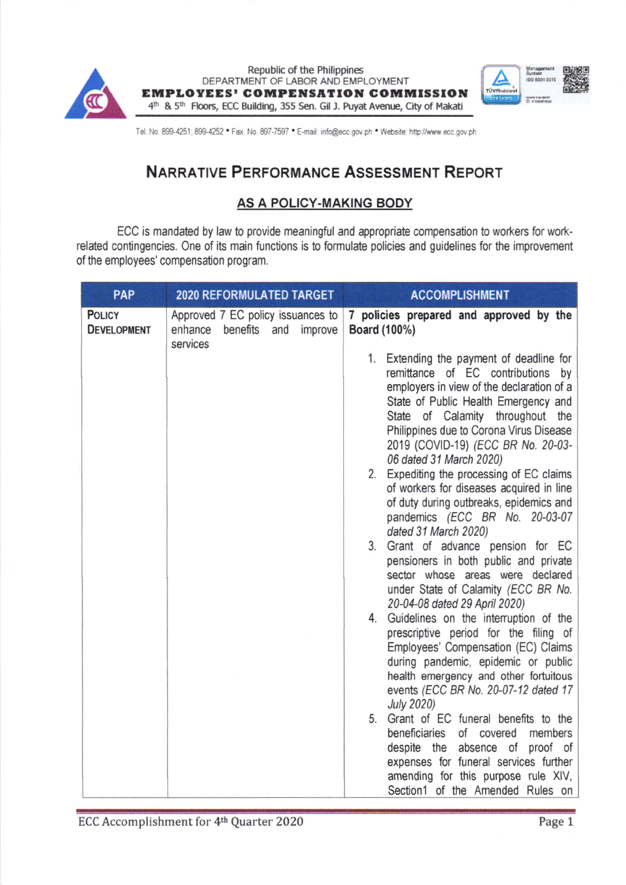Republic of the Philippines
DEPARTMENT OF LABOR AND EMPLOYMENT
**EMPLOYEES' COMPENSATION COMMISSION**
4th & 5th Floors, ECC Building, 355 Sen. Gil J. Puyat Avenue, City of Makati

Tel. No. 899-4251; 899-4252 • Fax. No. 897-7597 • E-mail: info@ecc.gov.ph • Website: http://www.ecc.gov.ph

# NARRATIVE PERFORMANCE ASSESSMENT REPORT

## AS A POLICY-MAKING BODY

ECC is mandated by law to provide meaningful and appropriate compensation to workers for work-related contingencies. One of its main functions is to formulate policies and guidelines for the improvement of the employees' compensation program.

| PAP | 2020 REFORMULATED TARGET | ACCOMPLISHMENT |
|---|---|---|
| POLICY DEVELOPMENT | Approved 7 EC policy issuances to enhance benefits and improve services | **7 policies prepared and approved by the Board (100%)**<br><br>1. Extending the payment of deadline for remittance of EC contributions by employers in view of the declaration of a State of Public Health Emergency and State of Calamity throughout the Philippines due to Corona Virus Disease 2019 (COVID-19) *(ECC BR No. 20-03-06 dated 31 March 2020)*<br>2. Expediting the processing of EC claims of workers for diseases acquired in line of duty during outbreaks, epidemics and pandemics *(ECC BR No. 20-03-07 dated 31 March 2020)*<br>3. Grant of advance pension for EC pensioners in both public and private sector whose areas were declared under State of Calamity *(ECC BR No. 20-04-08 dated 29 April 2020)*<br>4. Guidelines on the interruption of the prescriptive period for the filing of Employees' Compensation (EC) Claims during pandemic, epidemic or public health emergency and other fortuitous events *(ECC BR No. 20-07-12 dated 17 July 2020)*<br>5. Grant of EC funeral benefits to the beneficiaries of covered members despite the absence of proof of expenses for funeral services further amending for this purpose rule XIV, Section1 of the Amended Rules on |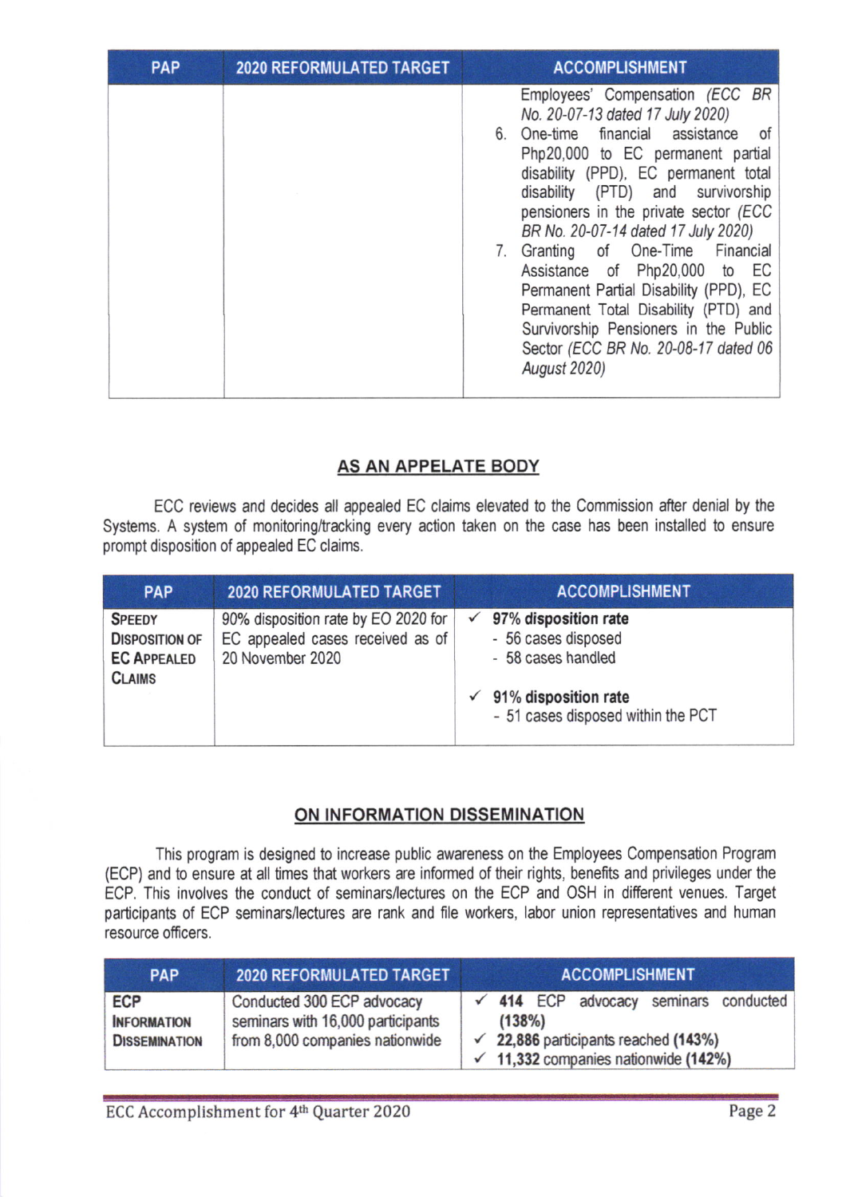| PAP | 2020 REFORMULATED TARGET | ACCOMPLISHMENT |
|---|---|---|
| | | Employees' Compensation *(ECC BR No. 20-07-13 dated 17 July 2020)*<br>6. One-time financial assistance of Php20,000 to EC permanent partial disability (PPD), EC permanent total disability (PTD) and survivorship pensioners in the private sector *(ECC BR No. 20-07-14 dated 17 July 2020)*<br>7. Granting of One-Time Financial Assistance of Php20,000 to EC Permanent Partial Disability (PPD), EC Permanent Total Disability (PTD) and Survivorship Pensioners in the Public Sector *(ECC BR No. 20-08-17 dated 06 August 2020)* |

## AS AN APPELATE BODY

ECC reviews and decides all appealed EC claims elevated to the Commission after denial by the Systems. A system of monitoring/tracking every action taken on the case has been installed to ensure prompt disposition of appealed EC claims.

| PAP | 2020 REFORMULATED TARGET | ACCOMPLISHMENT |
|---|---|---|
| **SPEEDY DISPOSITION OF EC APPEALED CLAIMS** | 90% disposition rate by EO 2020 for EC appealed cases received as of 20 November 2020 | ✓ **97% disposition rate**<br>- 56 cases disposed<br>- 58 cases handled<br><br>✓ **91% disposition rate**<br>- 51 cases disposed within the PCT |

## ON INFORMATION DISSEMINATION

This program is designed to increase public awareness on the Employees Compensation Program (ECP) and to ensure at all times that workers are informed of their rights, benefits and privileges under the ECP. This involves the conduct of seminars/lectures on the ECP and OSH in different venues. Target participants of ECP seminars/lectures are rank and file workers, labor union representatives and human resource officers.

| PAP | 2020 REFORMULATED TARGET | ACCOMPLISHMENT |
|---|---|---|
| **ECP INFORMATION DISSEMINATION** | Conducted 300 ECP advocacy seminars with 16,000 participants from 8,000 companies nationwide | ✓ **414** ECP advocacy seminars conducted **(138%)**<br>✓ **22,886** participants reached **(143%)**<br>✓ **11,332** companies nationwide **(142%)** |